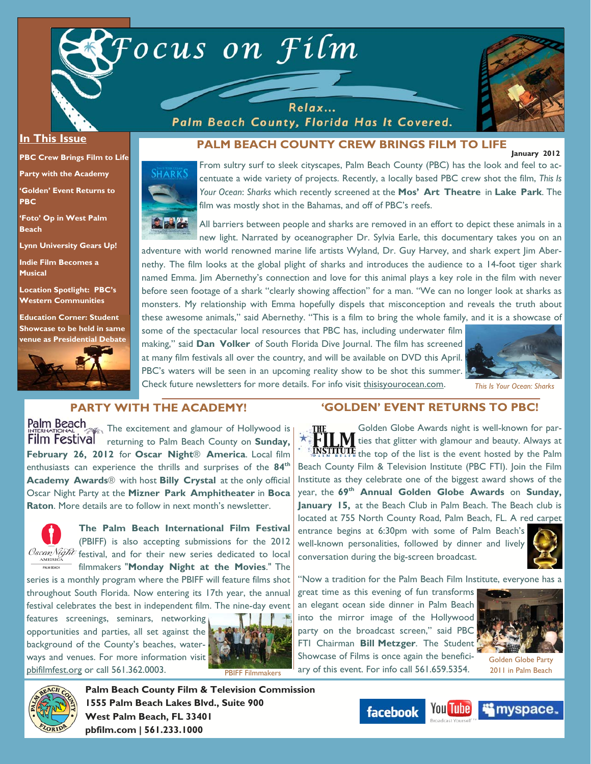# Focus on Film

Relax... Palm Beach County, Florida Has It Covered.

## In This Issue

- PBC Crew Brings Film to Life
- Party with the Academy
- 'Golden' Event Returns to PBC
- 'Foto' Op in West Palm Beach
- Lynn University Gears Up!
- Indie Film Becomes a Musical
- Location Spotlight: PBC's Western Communities
- Education Corner: Student Showcase to be held in same venue as Presidential Debate

## PALM BEACH COUNTY CREW BRINGS FILM TO LIFE

**January 2012**

From sultry surf to sleek cityscapes, Palm Beach County (PBC) has the look and feel to accentuate a wide variety of projects. Recently, a locally based PBC crew shot the film, *This Is Your Ocean: Sharks* which recently screened at the **Mos' Art Theatre** in **Lake Park**. The film was mostly shot in the Bahamas, and off of PBC's reefs.

All barriers between people and sharks are removed in an effort to depict these animals in a new light. Narrated by oceanographer Dr. Sylvia Earle, this documentary takes you on an adventure with world renowned marine life artists Wyland, Dr. Guy Harvey, and shark expert Jim Abernethy. The film looks at the global plight of sharks and introduces the audience to a 14-foot tiger shark named Emma. Jim Abernethy's connection and love for this animal plays a key role in the film with never before seen footage of a shark "clearly showing affection" for a man. "We can no longer look at sharks as monsters. My relationship with Emma hopefully dispels that misconception and reveals the truth about these awesome animals," said Abernethy. "This is a film to bring the whole family, and it is a showcase of some of the spectacular local resources that PBC has, including underwater film making," said **Dan Volker** of South Florida Dive Journal. The film has screened at many film festivals all over the country, and will be available on DVD this April. PBC's waters will be seen in an upcoming reality show to be shot this summer. Check future newsletters for more details. For info visit thisisyourocean.com.

*This Is Your Ocean: Sharks*

## PARTY WITH THE ACADEMY!

The excitement and glamour of Hollywood is returning to Palm Beach County on **Sunday, February 26, 2012** for **Oscar Night® America**. Local film enthusiasts can experience the thrills and surprises of the **84th Academy Awards®** with host **Billy Crystal** at the only official Oscar Night Party at the **Mizner Park Amphitheater** in **Boca Raton**. More details are to follow in next month's newsletter.

**The Palm Beach International Film Festival** (PBIFF) is also accepting submissions for the 2012 festival, and for their new series dedicated to local filmmakers "**Monday Night at the Movies**." The series is a monthly program where the PBIFF will feature films shot throughout South Florida. Now entering its 17th year, the annual festival celebrates the best in independent film. The nine-day event features screenings, seminars, networking opportunities and parties, all set against the background of the County's beaches, waterways and venues. For more information visit pbifilmfest.org or call 561.362.0003.

PBIFF Filmmakers

## 'GOLDEN' EVENT RETURNS TO PBC!

Golden Globe Awards night is well-known for parties that glitter with glamour and beauty. Always at the top of the list is the event hosted by the Palm Beach County Film & Television Institute (PBC FTI). Join the Film Institute as they celebrate one of the biggest award shows of the year, the **69th Annual Golden Globe Awards** on **Sunday, January 15,** at the Beach Club in Palm Beach. The Beach club is located at 755 North County Road, Palm Beach, FL. A red carpet entrance begins at 6:30pm with some of Palm Beach's well-known personalities, followed by dinner and lively conversation during the big-screen broadcast.

"Now a tradition for the Palm Beach Film Institute, everyone has a great time as this evening of fun transforms an elegant ocean side dinner in Palm Beach into the mirror image of the Hollywood party on the broadcast screen," said PBC FTI Chairman **Bill Metzger**. The Student Showcase of Films is once again the beneficiary of this event. For info call 561.659.5354.

Golden Globe Party 2011 in Palm Beach

**Palm Beach County Film & Television Commission**
**1555 Palm Beach Lakes Blvd., Suite 900**
**West Palm Beach, FL 33401**
**pbfilm.com | 561.233.1000**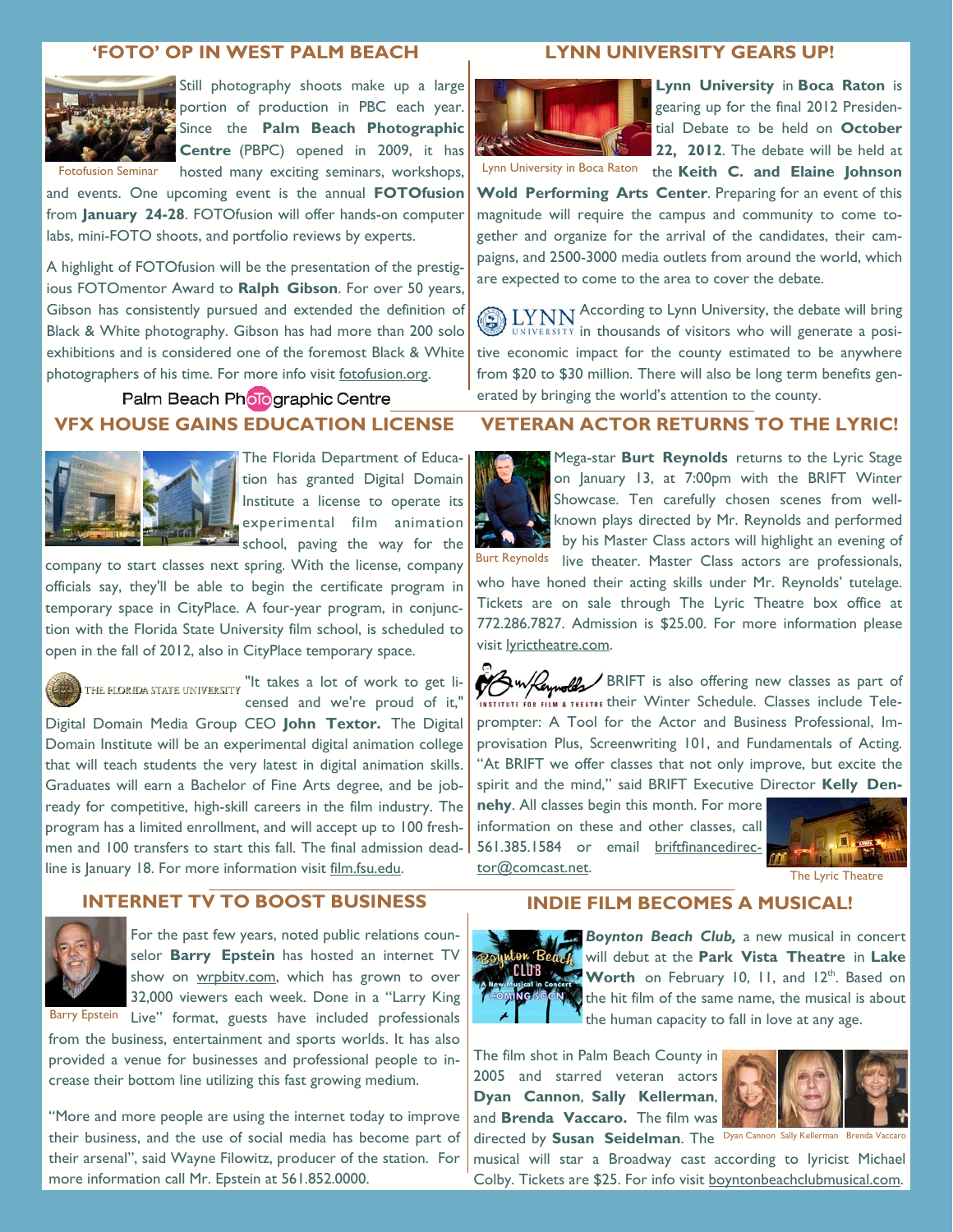## 'FOTO' OP IN WEST PALM BEACH

Fotofusion Seminar

Still photography shoots make up a large portion of production in PBC each year. Since the **Palm Beach Photographic Centre** (PBPC) opened in 2009, it has hosted many exciting seminars, workshops, and events. One upcoming event is the annual **FOTOfusion** from **January 24-28**. FOTOfusion will offer hands-on computer labs, mini-FOTO shoots, and portfolio reviews by experts.

A highlight of FOTOfusion will be the presentation of the prestigious FOTOmentor Award to **Ralph Gibson**. For over 50 years, Gibson has consistently pursued and extended the definition of Black & White photography. Gibson has had more than 200 solo exhibitions and is considered one of the foremost Black & White photographers of his time. For more info visit fotofusion.org.

Palm Beach Photographic Centre

## LYNN UNIVERSITY GEARS UP!

Lynn University in Boca Raton

**Lynn University** in **Boca Raton** is gearing up for the final 2012 Presidential Debate to be held on **October 22, 2012**. The debate will be held at the **Keith C. and Elaine Johnson Wold Performing Arts Center**. Preparing for an event of this magnitude will require the campus and community to come together and organize for the arrival of the candidates, their campaigns, and 2500-3000 media outlets from around the world, which are expected to come to the area to cover the debate.

LYNN UNIVERSITY

According to Lynn University, the debate will bring in thousands of visitors who will generate a positive economic impact for the county estimated to be anywhere from $20 to $30 million. There will also be long term benefits generated by bringing the world's attention to the county.

## VFX HOUSE GAINS EDUCATION LICENSE

The Florida Department of Education has granted Digital Domain Institute a license to operate its experimental film animation school, paving the way for the company to start classes next spring. With the license, company officials say, they'll be able to begin the certificate program in temporary space in CityPlace. A four-year program, in conjunction with the Florida State University film school, is scheduled to open in the fall of 2012, also in CityPlace temporary space.

THE FLORIDA STATE UNIVERSITY

"It takes a lot of work to get licensed and we're proud of it," Digital Domain Media Group CEO **John Textor.** The Digital Domain Institute will be an experimental digital animation college that will teach students the very latest in digital animation skills. Graduates will earn a Bachelor of Fine Arts degree, and be job-ready for competitive, high-skill careers in the film industry. The program has a limited enrollment, and will accept up to 100 freshmen and 100 transfers to start this fall. The final admission deadline is January 18. For more information visit film.fsu.edu.

## VETERAN ACTOR RETURNS TO THE LYRIC!

Burt Reynolds

Mega-star **Burt Reynolds** returns to the Lyric Stage on January 13, at 7:00pm with the BRIFT Winter Showcase. Ten carefully chosen scenes from well-known plays directed by Mr. Reynolds and performed by his Master Class actors will highlight an evening of live theater. Master Class actors are professionals, who have honed their acting skills under Mr. Reynolds' tutelage. Tickets are on sale through The Lyric Theatre box office at 772.286.7827. Admission is $25.00. For more information please visit lyrictheatre.com.

Burt Reynolds INSTITUTE FOR FILM & THEATRE

BRIFT is also offering new classes as part of their Winter Schedule. Classes include Teleprompter: A Tool for the Actor and Business Professional, Improvisation Plus, Screenwriting 101, and Fundamentals of Acting. "At BRIFT we offer classes that not only improve, but excite the spirit and the mind," said BRIFT Executive Director **Kelly Dennehy**. All classes begin this month. For more information on these and other classes, call 561.385.1584 or email briftfinancedirector@comcast.net.

The Lyric Theatre

## INTERNET TV TO BOOST BUSINESS

Barry Epstein

For the past few years, noted public relations counselor **Barry Epstein** has hosted an internet TV show on wrpbitv.com, which has grown to over 32,000 viewers each week. Done in a "Larry King Live" format, guests have included professionals from the business, entertainment and sports worlds. It has also provided a venue for businesses and professional people to increase their bottom line utilizing this fast growing medium.

"More and more people are using the internet today to improve their business, and the use of social media has become part of their arsenal", said Wayne Filowitz, producer of the station. For more information call Mr. Epstein at 561.852.0000.

## INDIE FILM BECOMES A MUSICAL!

***Boynton Beach Club,*** a new musical in concert will debut at the **Park Vista Theatre** in **Lake Worth** on February 10, 11, and 12th. Based on the hit film of the same name, the musical is about the human capacity to fall in love at any age.

The film shot in Palm Beach County in 2005 and starred veteran actors **Dyan Cannon**, **Sally Kellerman**, and **Brenda Vaccaro.** The film was directed by **Susan Seidelman**. The musical will star a Broadway cast according to lyricist Michael Colby. Tickets are $25. For info visit boyntonbeachclubmusical.com.

Dyan Cannon Sally Kellerman Brenda Vaccaro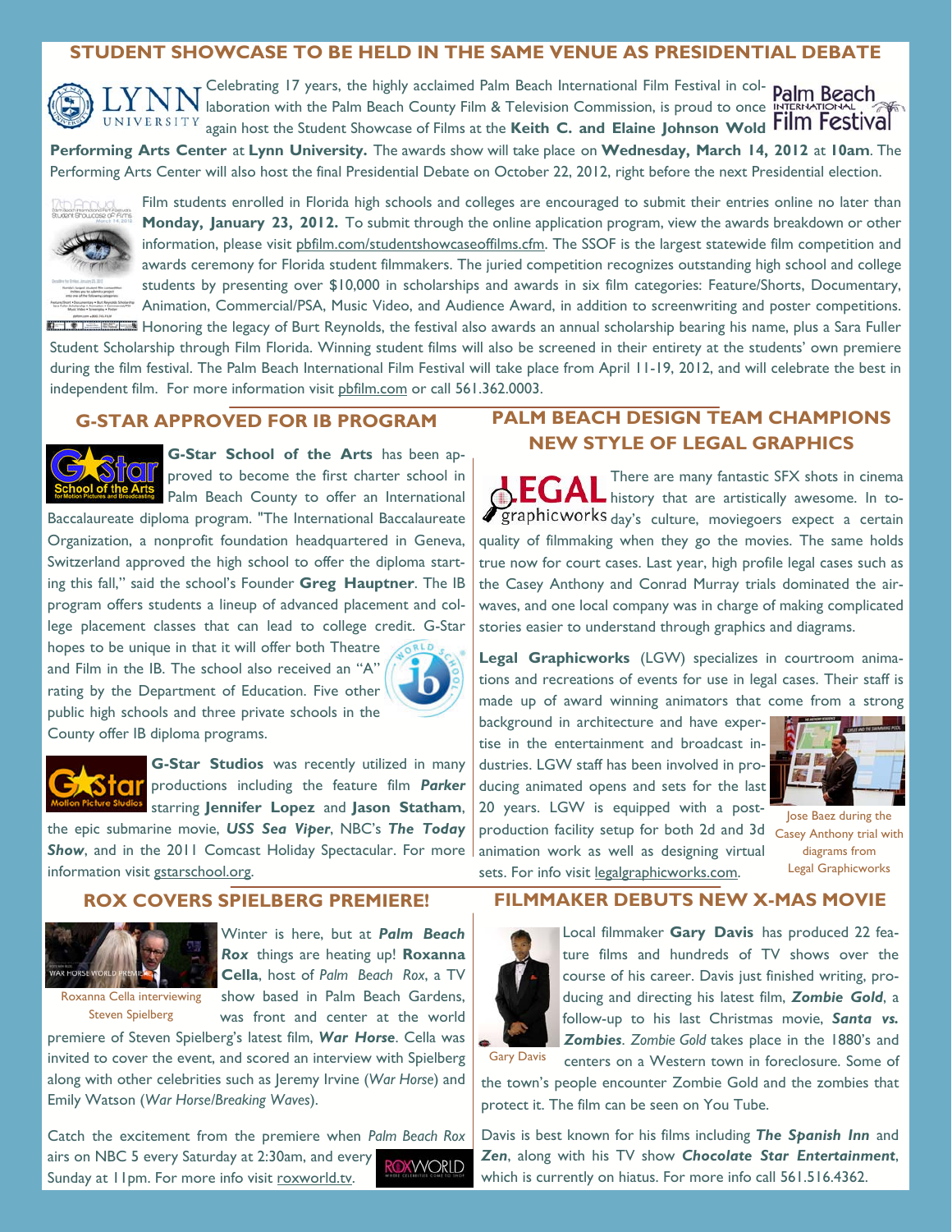## STUDENT SHOWCASE TO BE HELD IN THE SAME VENUE AS PRESIDENTIAL DEBATE

Celebrating 17 years, the highly acclaimed Palm Beach International Film Festival in collaboration with the Palm Beach County Film & Television Commission, is proud to once again host the Student Showcase of Films at the **Keith C. and Elaine Johnson Wold Performing Arts Center** at **Lynn University.** The awards show will take place on **Wednesday, March 14, 2012** at **10am**. The Performing Arts Center will also host the final Presidential Debate on October 22, 2012, right before the next Presidential election.

Film students enrolled in Florida high schools and colleges are encouraged to submit their entries online no later than **Monday, January 23, 2012.** To submit through the online application program, view the awards breakdown or other information, please visit pbfilm.com/studentshowcaseoffilms.cfm. The SSOF is the largest statewide film competition and awards ceremony for Florida student filmmakers. The juried competition recognizes outstanding high school and college students by presenting over $10,000 in scholarships and awards in six film categories: Feature/Shorts, Documentary, Animation, Commercial/PSA, Music Video, and Audience Award, in addition to screenwriting and poster competitions. Honoring the legacy of Burt Reynolds, the festival also awards an annual scholarship bearing his name, plus a Sara Fuller Student Scholarship through Film Florida. Winning student films will also be screened in their entirety at the students' own premiere during the film festival. The Palm Beach International Film Festival will take place from April 11-19, 2012, and will celebrate the best in independent film. For more information visit pbfilm.com or call 561.362.0003.

## G-STAR APPROVED FOR IB PROGRAM

**G-Star School of the Arts** has been approved to become the first charter school in Palm Beach County to offer an International Baccalaureate diploma program. "The International Baccalaureate Organization, a nonprofit foundation headquartered in Geneva, Switzerland approved the high school to offer the diploma starting this fall," said the school's Founder **Greg Hauptner**. The IB program offers students a lineup of advanced placement and college placement classes that can lead to college credit. G-Star hopes to be unique in that it will offer both Theatre and Film in the IB. The school also received an "A" rating by the Department of Education. Five other public high schools and three private schools in the County offer IB diploma programs.

**G-Star Studios** was recently utilized in many productions including the feature film ***Parker*** starring **Jennifer Lopez** and **Jason Statham**, the epic submarine movie, ***USS Sea Viper***, NBC's ***The Today Show***, and in the 2011 Comcast Holiday Spectacular. For more information visit gstarschool.org.

## ROX COVERS SPIELBERG PREMIERE!

Roxanna Cella interviewing Steven Spielberg

Winter is here, but at ***Palm Beach Rox*** things are heating up! **Roxanna Cella**, host of *Palm Beach Rox*, a TV show based in Palm Beach Gardens, was front and center at the world premiere of Steven Spielberg's latest film, ***War Horse***. Cella was invited to cover the event, and scored an interview with Spielberg along with other celebrities such as Jeremy Irvine (*War Horse*) and Emily Watson (*War Horse/Breaking Waves*).

Catch the excitement from the premiere when *Palm Beach Rox* airs on NBC 5 every Saturday at 2:30am, and every Sunday at 11pm. For more info visit roxworld.tv.

## PALM BEACH DESIGN TEAM CHAMPIONS NEW STYLE OF LEGAL GRAPHICS

There are many fantastic SFX shots in cinema history that are artistically awesome. In today's culture, moviegoers expect a certain quality of filmmaking when they go the movies. The same holds true now for court cases. Last year, high profile legal cases such as the Casey Anthony and Conrad Murray trials dominated the airwaves, and one local company was in charge of making complicated stories easier to understand through graphics and diagrams.

**Legal Graphicworks** (LGW) specializes in courtroom animations and recreations of events for use in legal cases. Their staff is made up of award winning animators that come from a strong background in architecture and have expertise in the entertainment and broadcast industries. LGW staff has been involved in producing animated opens and sets for the last 20 years. LGW is equipped with a post-production facility setup for both 2d and 3d animation work as well as designing virtual sets. For info visit legalgraphicworks.com.

Jose Baez during the Casey Anthony trial with diagrams from Legal Graphicworks

## FILMMAKER DEBUTS NEW X-MAS MOVIE

Local filmmaker **Gary Davis** has produced 22 feature films and hundreds of TV shows over the course of his career. Davis just finished writing, producing and directing his latest film, ***Zombie Gold***, a follow-up to his last Christmas movie, ***Santa vs. Zombies***. *Zombie Gold* takes place in the 1880's and centers on a Western town in foreclosure. Some of the town's people encounter Zombie Gold and the zombies that protect it. The film can be seen on You Tube.

Gary Davis

Davis is best known for his films including ***The Spanish Inn*** and ***Zen***, along with his TV show ***Chocolate Star Entertainment***, which is currently on hiatus. For more info call 561.516.4362.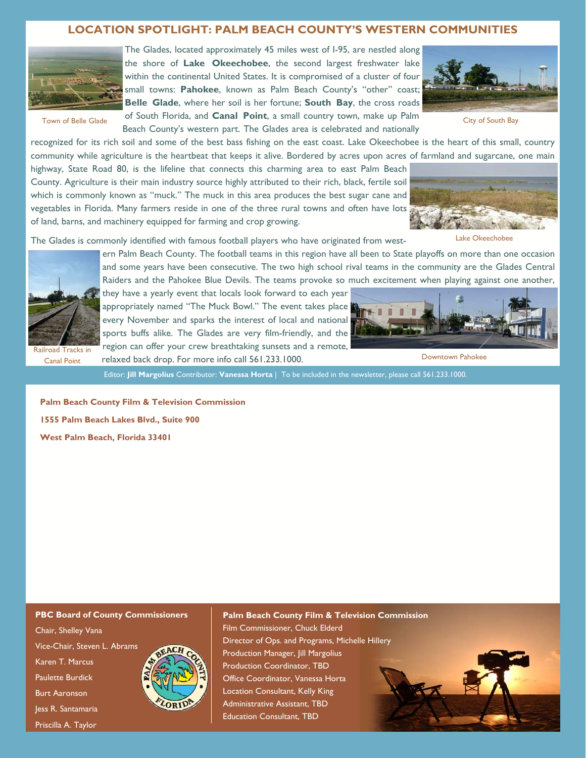## LOCATION SPOTLIGHT: PALM BEACH COUNTY'S WESTERN COMMUNITIES

Town of Belle Glade

City of South Bay

The Glades, located approximately 45 miles west of I-95, are nestled along the shore of **Lake Okeechobee**, the second largest freshwater lake within the continental United States. It is compromised of a cluster of four small towns: **Pahokee**, known as Palm Beach County's "other" coast; **Belle Glade**, where her soil is her fortune; **South Bay**, the cross roads of South Florida, and **Canal Point**, a small country town, make up Palm Beach County's western part. The Glades area is celebrated and nationally recognized for its rich soil and some of the best bass fishing on the east coast. Lake Okeechobee is the heart of this small, country community while agriculture is the heartbeat that keeps it alive. Bordered by acres upon acres of farmland and sugarcane, one main highway, State Road 80, is the lifeline that connects this charming area to east Palm Beach County. Agriculture is their main industry source highly attributed to their rich, black, fertile soil which is commonly known as "muck." The muck in this area produces the best sugar cane and vegetables in Florida. Many farmers reside in one of the three rural towns and often have lots of land, barns, and machinery equipped for farming and crop growing.

Lake Okeechobee

The Glades is commonly identified with famous football players who have originated from western Palm Beach County. The football teams in this region have all been to State playoffs on more than one occasion and some years have been consecutive. The two high school rival teams in the community are the Glades Central Raiders and the Pahokee Blue Devils. The teams provoke so much excitement when playing against one another, they have a yearly event that locals look forward to each year appropriately named "The Muck Bowl." The event takes place every November and sparks the interest of local and national sports buffs alike. The Glades are very film-friendly, and the region can offer your crew breathtaking sunsets and a remote, relaxed back drop. For more info call 561.233.1000.

Railroad Tracks in Canal Point

Downtown Pahokee

Editor: **Jill Margolius** Contributor: **Vanessa Horta** | To be included in the newsletter, please call 561.233.1000.

**Palm Beach County Film & Television Commission**

**1555 Palm Beach Lakes Blvd., Suite 900**

**West Palm Beach, Florida 33401**

**PBC Board of County Commissioners**

Chair, Shelley Vana
Vice-Chair, Steven L. Abrams
Karen T. Marcus
Paulette Burdick
Burt Aaronson
Jess R. Santamaria
Priscilla A. Taylor

**Palm Beach County Film & Television Commission**

Film Commissioner, Chuck Elderd
Director of Ops. and Programs, Michelle Hillery
Production Manager, Jill Margolius
Production Coordinator, TBD
Office Coordinator, Vanessa Horta
Location Consultant, Kelly King
Administrative Assistant, TBD
Education Consultant, TBD